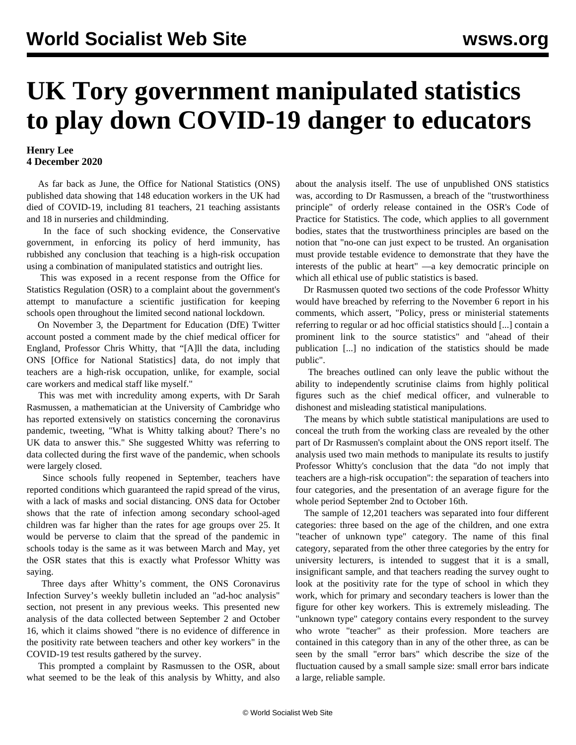# UK Tory government manipulated statistics to play down COVID-19 danger to educators

**Henry Lee**
**4 December 2020**

As far back as June, the Office for National Statistics (ONS) published data showing that 148 education workers in the UK had died of COVID-19, including 81 teachers, 21 teaching assistants and 18 in nurseries and childminding.

In the face of such shocking evidence, the Conservative government, in enforcing its policy of herd immunity, has rubbished any conclusion that teaching is a high-risk occupation using a combination of manipulated statistics and outright lies.

This was exposed in a recent response from the Office for Statistics Regulation (OSR) to a complaint about the government's attempt to manufacture a scientific justification for keeping schools open throughout the limited second national lockdown.

On November 3, the Department for Education (DfE) Twitter account posted a comment made by the chief medical officer for England, Professor Chris Whitty, that "[A]ll the data, including ONS [Office for National Statistics] data, do not imply that teachers are a high-risk occupation, unlike, for example, social care workers and medical staff like myself."

This was met with incredulity among experts, with Dr Sarah Rasmussen, a mathematician at the University of Cambridge who has reported extensively on statistics concerning the coronavirus pandemic, tweeting, "What is Whitty talking about? There's no UK data to answer this." She suggested Whitty was referring to data collected during the first wave of the pandemic, when schools were largely closed.

Since schools fully reopened in September, teachers have reported conditions which guaranteed the rapid spread of the virus, with a lack of masks and social distancing. ONS data for October shows that the rate of infection among secondary school-aged children was far higher than the rates for age groups over 25. It would be perverse to claim that the spread of the pandemic in schools today is the same as it was between March and May, yet the OSR states that this is exactly what Professor Whitty was saying.

Three days after Whitty's comment, the ONS Coronavirus Infection Survey's weekly bulletin included an "ad-hoc analysis" section, not present in any previous weeks. This presented new analysis of the data collected between September 2 and October 16, which it claims showed "there is no evidence of difference in the positivity rate between teachers and other key workers" in the COVID-19 test results gathered by the survey.

This prompted a complaint by Rasmussen to the OSR, about what seemed to be the leak of this analysis by Whitty, and also about the analysis itself. The use of unpublished ONS statistics was, according to Dr Rasmussen, a breach of the "trustworthiness principle" of orderly release contained in the OSR's Code of Practice for Statistics. The code, which applies to all government bodies, states that the trustworthiness principles are based on the notion that "no-one can just expect to be trusted. An organisation must provide testable evidence to demonstrate that they have the interests of the public at heart" —a key democratic principle on which all ethical use of public statistics is based.

Dr Rasmussen quoted two sections of the code Professor Whitty would have breached by referring to the November 6 report in his comments, which assert, "Policy, press or ministerial statements referring to regular or ad hoc official statistics should [...] contain a prominent link to the source statistics" and "ahead of their publication [...] no indication of the statistics should be made public".

The breaches outlined can only leave the public without the ability to independently scrutinise claims from highly political figures such as the chief medical officer, and vulnerable to dishonest and misleading statistical manipulations.

The means by which subtle statistical manipulations are used to conceal the truth from the working class are revealed by the other part of Dr Rasmussen's complaint about the ONS report itself. The analysis used two main methods to manipulate its results to justify Professor Whitty's conclusion that the data "do not imply that teachers are a high-risk occupation": the separation of teachers into four categories, and the presentation of an average figure for the whole period September 2nd to October 16th.

The sample of 12,201 teachers was separated into four different categories: three based on the age of the children, and one extra "teacher of unknown type" category. The name of this final category, separated from the other three categories by the entry for university lecturers, is intended to suggest that it is a small, insignificant sample, and that teachers reading the survey ought to look at the positivity rate for the type of school in which they work, which for primary and secondary teachers is lower than the figure for other key workers. This is extremely misleading. The "unknown type" category contains every respondent to the survey who wrote "teacher" as their profession. More teachers are contained in this category than in any of the other three, as can be seen by the small "error bars" which describe the size of the fluctuation caused by a small sample size: small error bars indicate a large, reliable sample.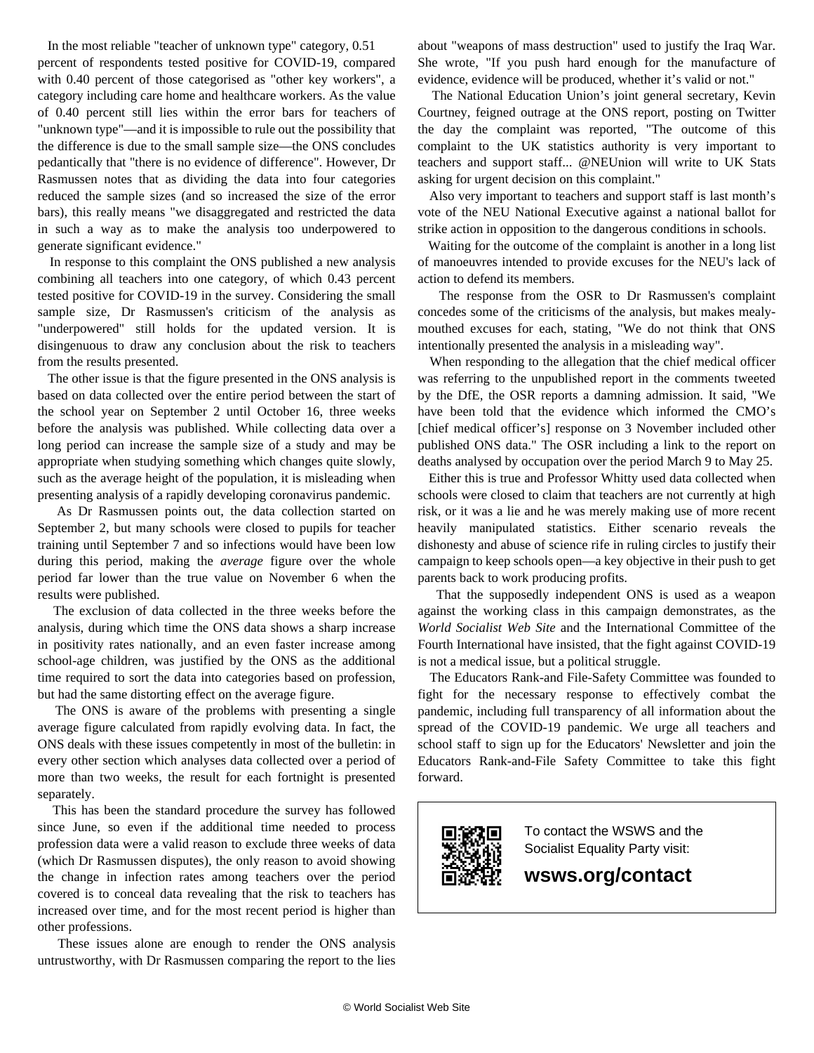In the most reliable "teacher of unknown type" category, 0.51 percent of respondents tested positive for COVID-19, compared with 0.40 percent of those categorised as "other key workers", a category including care home and healthcare workers. As the value of 0.40 percent still lies within the error bars for teachers of "unknown type"—and it is impossible to rule out the possibility that the difference is due to the small sample size—the ONS concludes pedantically that "there is no evidence of difference". However, Dr Rasmussen notes that as dividing the data into four categories reduced the sample sizes (and so increased the size of the error bars), this really means "we disaggregated and restricted the data in such a way as to make the analysis too underpowered to generate significant evidence."

In response to this complaint the ONS published a new analysis combining all teachers into one category, of which 0.43 percent tested positive for COVID-19 in the survey. Considering the small sample size, Dr Rasmussen's criticism of the analysis as "underpowered" still holds for the updated version. It is disingenuous to draw any conclusion about the risk to teachers from the results presented.

The other issue is that the figure presented in the ONS analysis is based on data collected over the entire period between the start of the school year on September 2 until October 16, three weeks before the analysis was published. While collecting data over a long period can increase the sample size of a study and may be appropriate when studying something which changes quite slowly, such as the average height of the population, it is misleading when presenting analysis of a rapidly developing coronavirus pandemic.

As Dr Rasmussen points out, the data collection started on September 2, but many schools were closed to pupils for teacher training until September 7 and so infections would have been low during this period, making the *average* figure over the whole period far lower than the true value on November 6 when the results were published.

The exclusion of data collected in the three weeks before the analysis, during which time the ONS data shows a sharp increase in positivity rates nationally, and an even faster increase among school-age children, was justified by the ONS as the additional time required to sort the data into categories based on profession, but had the same distorting effect on the average figure.

The ONS is aware of the problems with presenting a single average figure calculated from rapidly evolving data. In fact, the ONS deals with these issues competently in most of the bulletin: in every other section which analyses data collected over a period of more than two weeks, the result for each fortnight is presented separately.

This has been the standard procedure the survey has followed since June, so even if the additional time needed to process profession data were a valid reason to exclude three weeks of data (which Dr Rasmussen disputes), the only reason to avoid showing the change in infection rates among teachers over the period covered is to conceal data revealing that the risk to teachers has increased over time, and for the most recent period is higher than other professions.

These issues alone are enough to render the ONS analysis untrustworthy, with Dr Rasmussen comparing the report to the lies about "weapons of mass destruction" used to justify the Iraq War. She wrote, "If you push hard enough for the manufacture of evidence, evidence will be produced, whether it's valid or not."

The National Education Union's joint general secretary, Kevin Courtney, feigned outrage at the ONS report, posting on Twitter the day the complaint was reported, "The outcome of this complaint to the UK statistics authority is very important to teachers and support staff... @NEUnion will write to UK Stats asking for urgent decision on this complaint."

Also very important to teachers and support staff is last month's vote of the NEU National Executive against a national ballot for strike action in opposition to the dangerous conditions in schools.

Waiting for the outcome of the complaint is another in a long list of manoeuvres intended to provide excuses for the NEU's lack of action to defend its members.

The response from the OSR to Dr Rasmussen's complaint concedes some of the criticisms of the analysis, but makes mealy-mouthed excuses for each, stating, "We do not think that ONS intentionally presented the analysis in a misleading way".

When responding to the allegation that the chief medical officer was referring to the unpublished report in the comments tweeted by the DfE, the OSR reports a damning admission. It said, "We have been told that the evidence which informed the CMO's [chief medical officer's] response on 3 November included other published ONS data." The OSR including a link to the report on deaths analysed by occupation over the period March 9 to May 25.

Either this is true and Professor Whitty used data collected when schools were closed to claim that teachers are not currently at high risk, or it was a lie and he was merely making use of more recent heavily manipulated statistics. Either scenario reveals the dishonesty and abuse of science rife in ruling circles to justify their campaign to keep schools open—a key objective in their push to get parents back to work producing profits.

That the supposedly independent ONS is used as a weapon against the working class in this campaign demonstrates, as the *World Socialist Web Site* and the International Committee of the Fourth International have insisted, that the fight against COVID-19 is not a medical issue, but a political struggle.

The Educators Rank-and File-Safety Committee was founded to fight for the necessary response to effectively combat the pandemic, including full transparency of all information about the spread of the COVID-19 pandemic. We urge all teachers and school staff to sign up for the Educators' Newsletter and join the Educators Rank-and-File Safety Committee to take this fight forward.

To contact the WSWS and the Socialist Equality Party visit:

**wsws.org/contact**